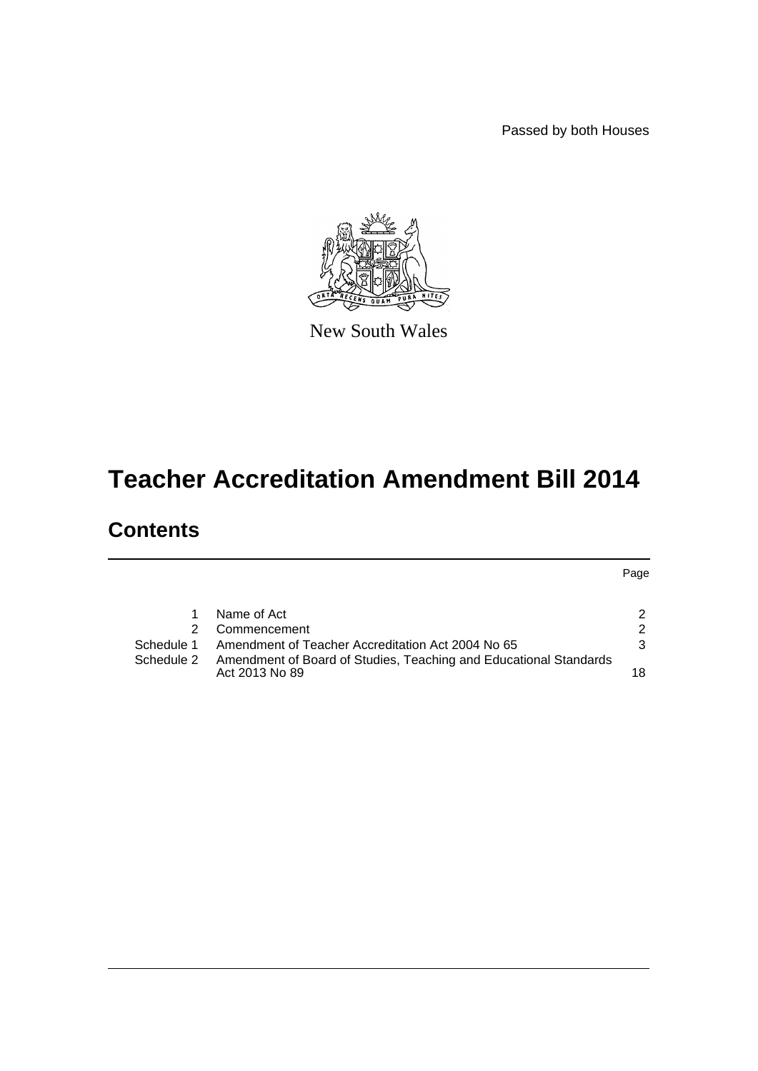Passed by both Houses

New South Wales

# Teacher Accreditation Amendment Bill 2014

## Contents

| | | Page |
|---|---|---|
| 1 | Name of Act | 2 |
| 2 | Commencement | 2 |
| Schedule 1 | Amendment of Teacher Accreditation Act 2004 No 65 | 3 |
| Schedule 2 | Amendment of Board of Studies, Teaching and Educational Standards Act 2013 No 89 | 18 |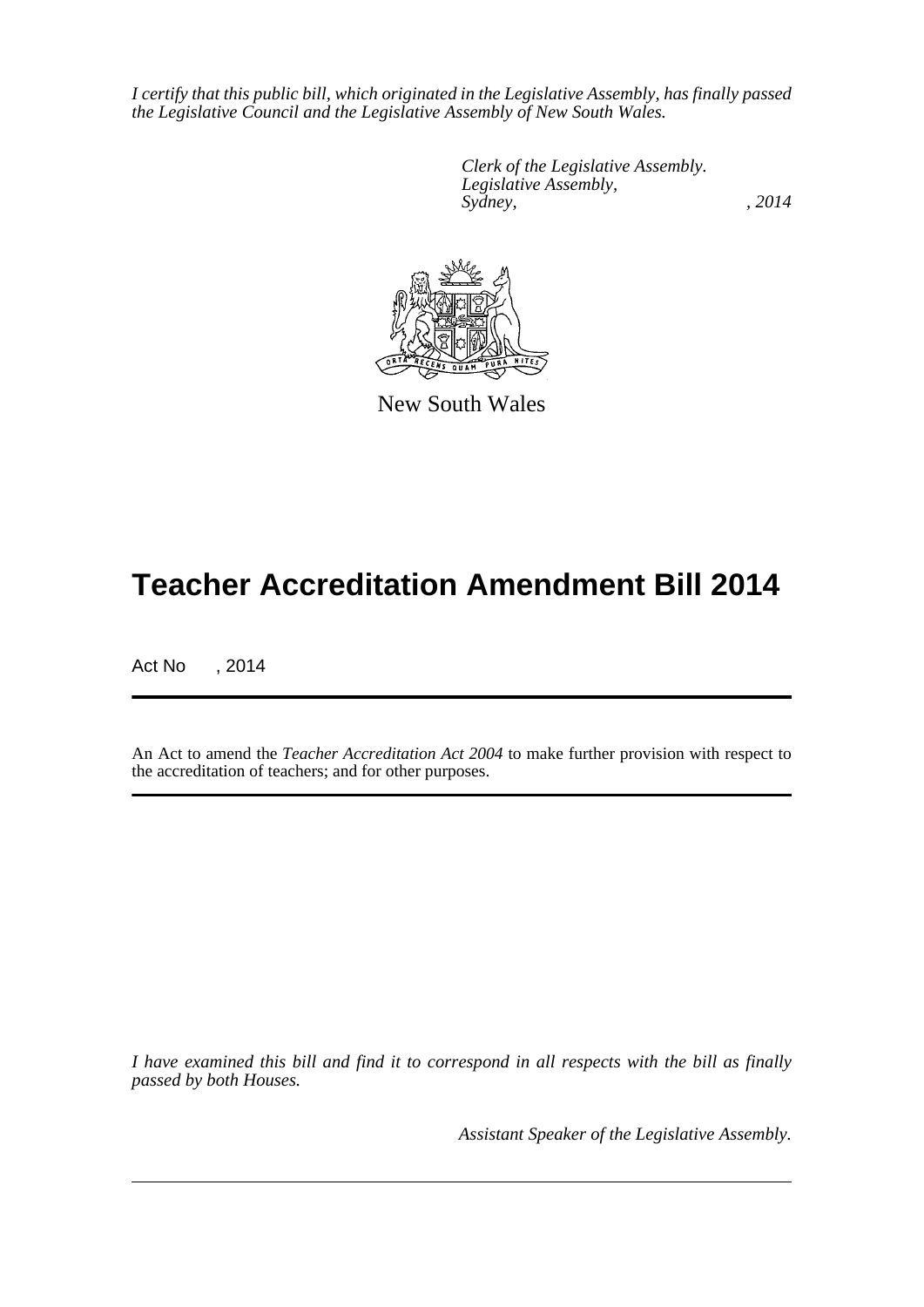*I certify that this public bill, which originated in the Legislative Assembly, has finally passed the Legislative Council and the Legislative Assembly of New South Wales.*

*Clerk of the Legislative Assembly.*
*Legislative Assembly,*
*Sydney, , 2014*

New South Wales

# Teacher Accreditation Amendment Bill 2014

Act No , 2014

An Act to amend the *Teacher Accreditation Act 2004* to make further provision with respect to the accreditation of teachers; and for other purposes.

*I have examined this bill and find it to correspond in all respects with the bill as finally passed by both Houses.*

*Assistant Speaker of the Legislative Assembly.*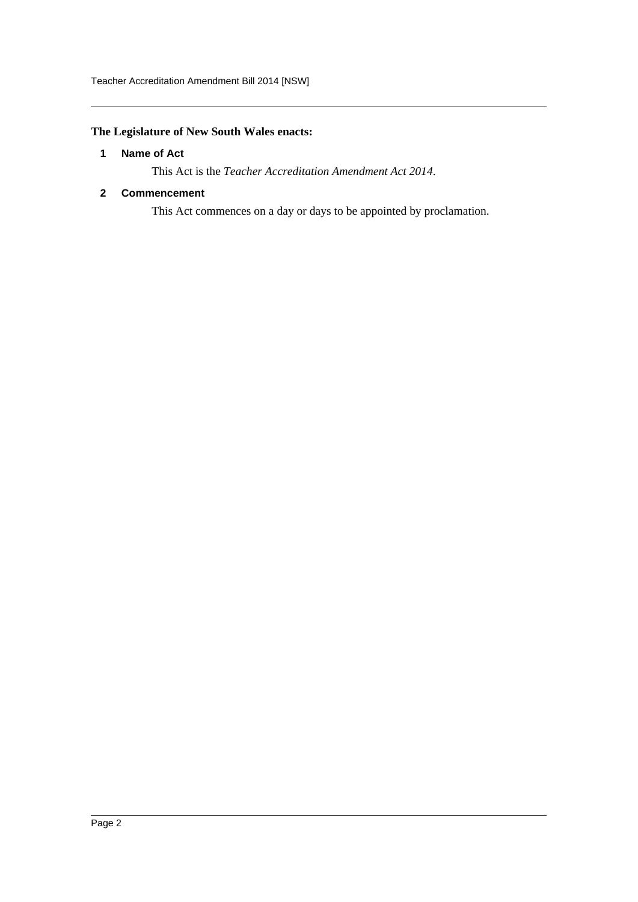**The Legislature of New South Wales enacts:**

## 1 Name of Act

This Act is the *Teacher Accreditation Amendment Act 2014*.

## 2 Commencement

This Act commences on a day or days to be appointed by proclamation.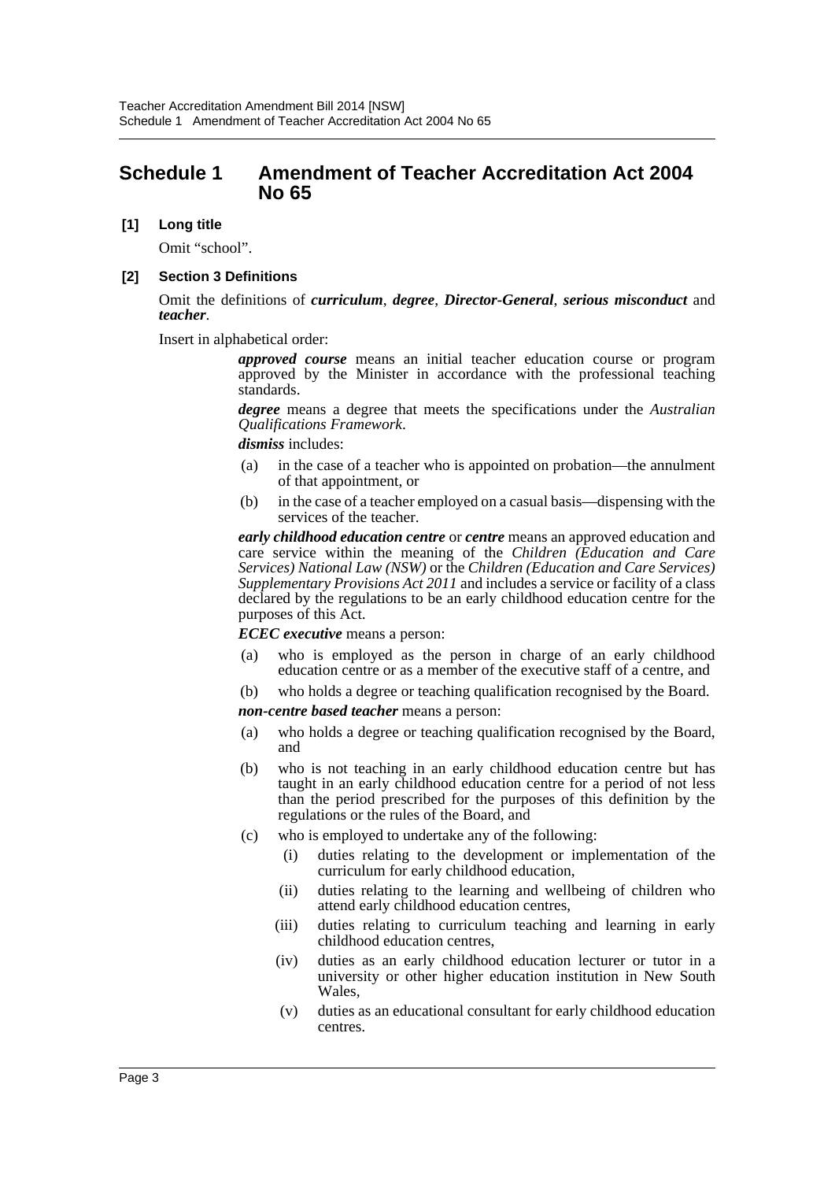## Schedule 1 Amendment of Teacher Accreditation Act 2004 No 65

**[1] Long title**

Omit "school".

**[2] Section 3 Definitions**

Omit the definitions of ***curriculum***, ***degree***, ***Director-General***, ***serious misconduct*** and ***teacher***.

Insert in alphabetical order:

> ***approved course*** means an initial teacher education course or program approved by the Minister in accordance with the professional teaching standards.
>
> ***degree*** means a degree that meets the specifications under the *Australian Qualifications Framework*.
>
> ***dismiss*** includes:
>
> (a) in the case of a teacher who is appointed on probation—the annulment of that appointment, or
>
> (b) in the case of a teacher employed on a casual basis—dispensing with the services of the teacher.
>
> ***early childhood education centre*** or ***centre*** means an approved education and care service within the meaning of the *Children (Education and Care Services) National Law (NSW)* or the *Children (Education and Care Services) Supplementary Provisions Act 2011* and includes a service or facility of a class declared by the regulations to be an early childhood education centre for the purposes of this Act.
>
> ***ECEC executive*** means a person:
>
> (a) who is employed as the person in charge of an early childhood education centre or as a member of the executive staff of a centre, and
>
> (b) who holds a degree or teaching qualification recognised by the Board.
>
> ***non-centre based teacher*** means a person:
>
> (a) who holds a degree or teaching qualification recognised by the Board, and
>
> (b) who is not teaching in an early childhood education centre but has taught in an early childhood education centre for a period of not less than the period prescribed for the purposes of this definition by the regulations or the rules of the Board, and
>
> (c) who is employed to undertake any of the following:
>
> (i) duties relating to the development or implementation of the curriculum for early childhood education,
>
> (ii) duties relating to the learning and wellbeing of children who attend early childhood education centres,
>
> (iii) duties relating to curriculum teaching and learning in early childhood education centres,
>
> (iv) duties as an early childhood education lecturer or tutor in a university or other higher education institution in New South Wales,
>
> (v) duties as an educational consultant for early childhood education centres.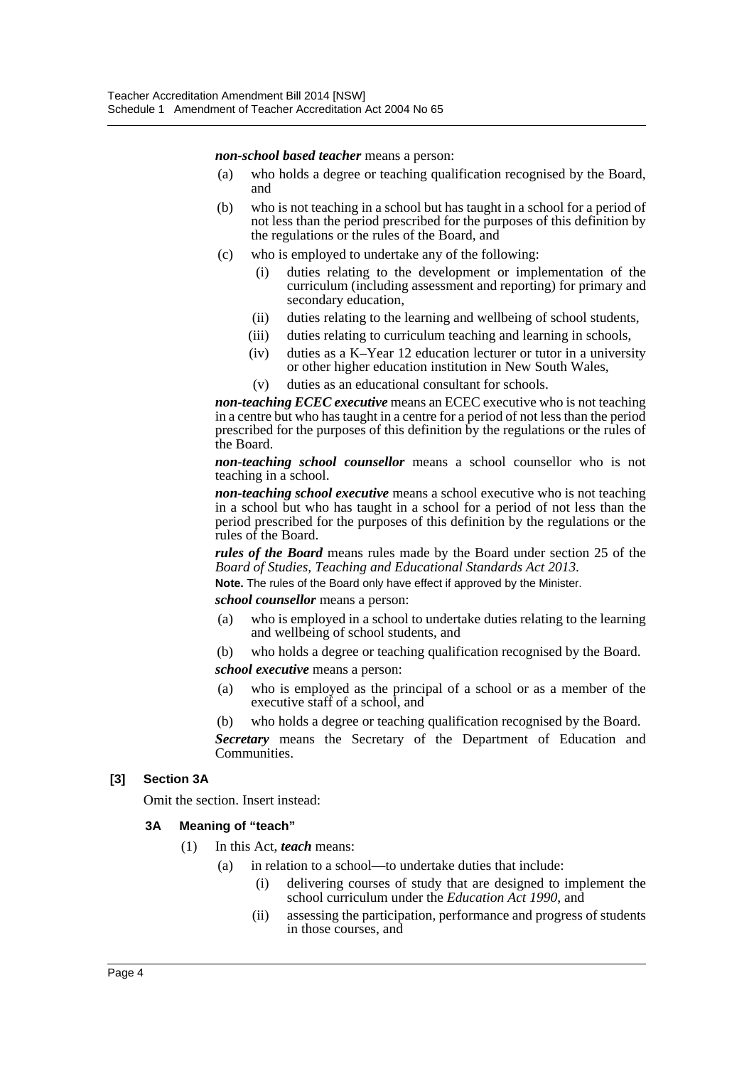***non-school based teacher*** means a person:

(a) who holds a degree or teaching qualification recognised by the Board, and

(b) who is not teaching in a school but has taught in a school for a period of not less than the period prescribed for the purposes of this definition by the regulations or the rules of the Board, and

(c) who is employed to undertake any of the following:

  (i) duties relating to the development or implementation of the curriculum (including assessment and reporting) for primary and secondary education,

  (ii) duties relating to the learning and wellbeing of school students,

  (iii) duties relating to curriculum teaching and learning in schools,

  (iv) duties as a K–Year 12 education lecturer or tutor in a university or other higher education institution in New South Wales,

  (v) duties as an educational consultant for schools.

***non-teaching ECEC executive*** means an ECEC executive who is not teaching in a centre but who has taught in a centre for a period of not less than the period prescribed for the purposes of this definition by the regulations or the rules of the Board.

***non-teaching school counsellor*** means a school counsellor who is not teaching in a school.

***non-teaching school executive*** means a school executive who is not teaching in a school but who has taught in a school for a period of not less than the period prescribed for the purposes of this definition by the regulations or the rules of the Board.

***rules of the Board*** means rules made by the Board under section 25 of the *Board of Studies, Teaching and Educational Standards Act 2013*.

**Note.** The rules of the Board only have effect if approved by the Minister.

***school counsellor*** means a person:

(a) who is employed in a school to undertake duties relating to the learning and wellbeing of school students, and

(b) who holds a degree or teaching qualification recognised by the Board.

***school executive*** means a person:

(a) who is employed as the principal of a school or as a member of the executive staff of a school, and

(b) who holds a degree or teaching qualification recognised by the Board.

***Secretary*** means the Secretary of the Department of Education and Communities.

### [3] Section 3A

Omit the section. Insert instead:

#### 3A Meaning of "teach"

(1) In this Act, ***teach*** means:

(a) in relation to a school—to undertake duties that include:

  (i) delivering courses of study that are designed to implement the school curriculum under the *Education Act 1990*, and

  (ii) assessing the participation, performance and progress of students in those courses, and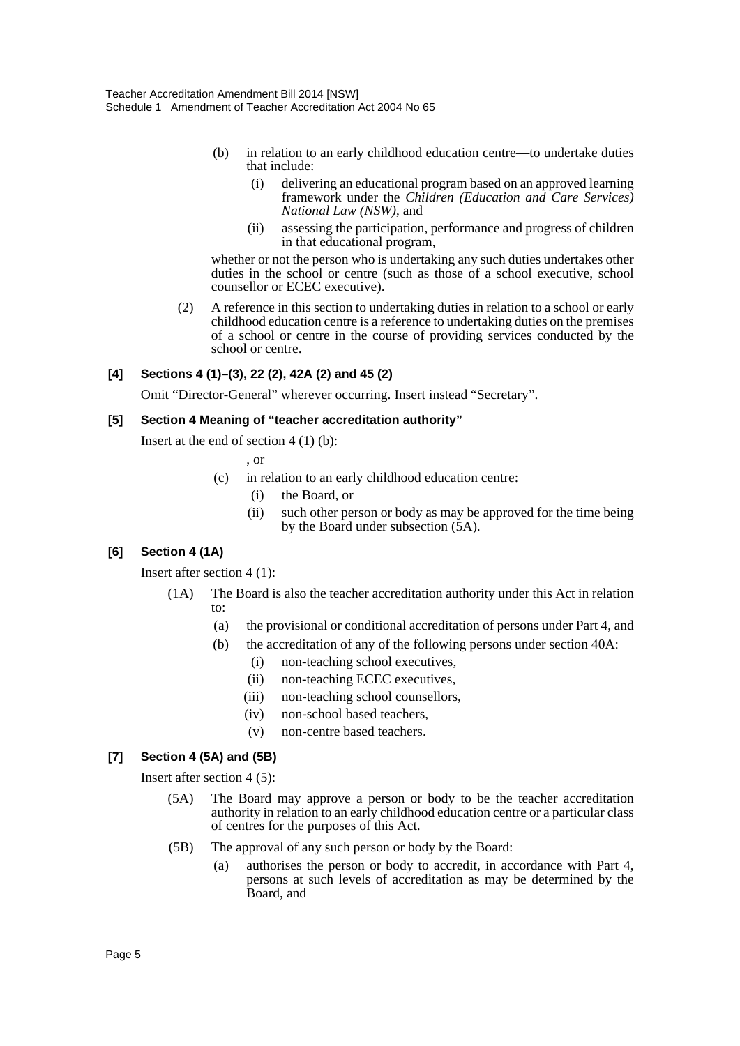(b) in relation to an early childhood education centre—to undertake duties that include:

(i) delivering an educational program based on an approved learning framework under the *Children (Education and Care Services) National Law (NSW)*, and

(ii) assessing the participation, performance and progress of children in that educational program,

whether or not the person who is undertaking any such duties undertakes other duties in the school or centre (such as those of a school executive, school counsellor or ECEC executive).

(2) A reference in this section to undertaking duties in relation to a school or early childhood education centre is a reference to undertaking duties on the premises of a school or centre in the course of providing services conducted by the school or centre.

### [4] Sections 4 (1)–(3), 22 (2), 42A (2) and 45 (2)

Omit "Director-General" wherever occurring. Insert instead "Secretary".

### [5] Section 4 Meaning of "teacher accreditation authority"

Insert at the end of section 4 (1) (b):

, or

(c) in relation to an early childhood education centre:

(i) the Board, or

(ii) such other person or body as may be approved for the time being by the Board under subsection (5A).

### [6] Section 4 (1A)

Insert after section 4 (1):

(1A) The Board is also the teacher accreditation authority under this Act in relation to:

(a) the provisional or conditional accreditation of persons under Part 4, and

(b) the accreditation of any of the following persons under section 40A:

(i) non-teaching school executives,

(ii) non-teaching ECEC executives,

(iii) non-teaching school counsellors,

(iv) non-school based teachers,

(v) non-centre based teachers.

### [7] Section 4 (5A) and (5B)

Insert after section 4 (5):

(5A) The Board may approve a person or body to be the teacher accreditation authority in relation to an early childhood education centre or a particular class of centres for the purposes of this Act.

(5B) The approval of any such person or body by the Board:

(a) authorises the person or body to accredit, in accordance with Part 4, persons at such levels of accreditation as may be determined by the Board, and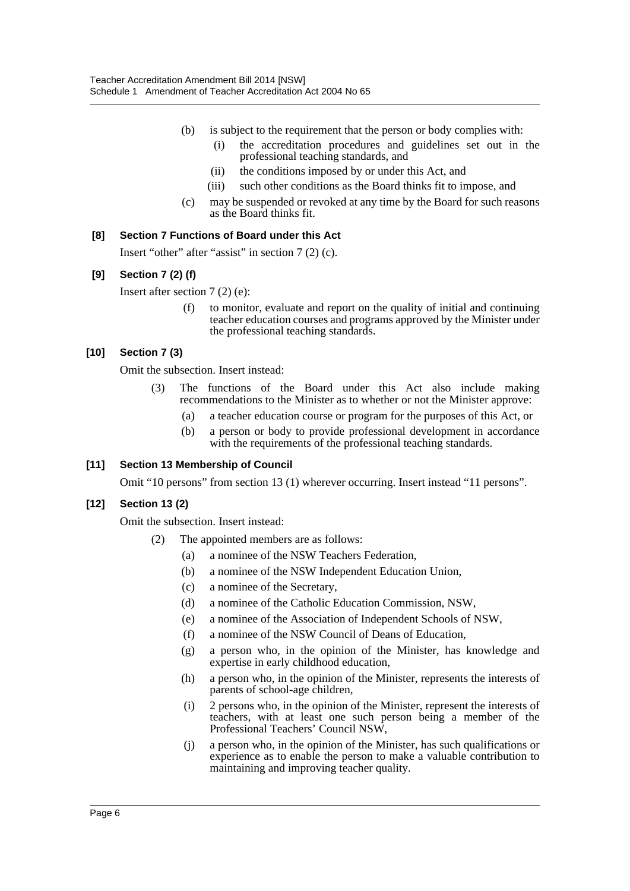(b) is subject to the requirement that the person or body complies with:

  (i) the accreditation procedures and guidelines set out in the professional teaching standards, and

  (ii) the conditions imposed by or under this Act, and

  (iii) such other conditions as the Board thinks fit to impose, and

(c) may be suspended or revoked at any time by the Board for such reasons as the Board thinks fit.

**[8] Section 7 Functions of Board under this Act**

Insert "other" after "assist" in section 7 (2) (c).

**[9] Section 7 (2) (f)**

Insert after section 7 (2) (e):

> (f) to monitor, evaluate and report on the quality of initial and continuing teacher education courses and programs approved by the Minister under the professional teaching standards.

**[10] Section 7 (3)**

Omit the subsection. Insert instead:

> (3) The functions of the Board under this Act also include making recommendations to the Minister as to whether or not the Minister approve:
>
> (a) a teacher education course or program for the purposes of this Act, or
>
> (b) a person or body to provide professional development in accordance with the requirements of the professional teaching standards.

**[11] Section 13 Membership of Council**

Omit "10 persons" from section 13 (1) wherever occurring. Insert instead "11 persons".

**[12] Section 13 (2)**

Omit the subsection. Insert instead:

> (2) The appointed members are as follows:
>
> (a) a nominee of the NSW Teachers Federation,
>
> (b) a nominee of the NSW Independent Education Union,
>
> (c) a nominee of the Secretary,
>
> (d) a nominee of the Catholic Education Commission, NSW,
>
> (e) a nominee of the Association of Independent Schools of NSW,
>
> (f) a nominee of the NSW Council of Deans of Education,
>
> (g) a person who, in the opinion of the Minister, has knowledge and expertise in early childhood education,
>
> (h) a person who, in the opinion of the Minister, represents the interests of parents of school-age children,
>
> (i) 2 persons who, in the opinion of the Minister, represent the interests of teachers, with at least one such person being a member of the Professional Teachers' Council NSW,
>
> (j) a person who, in the opinion of the Minister, has such qualifications or experience as to enable the person to make a valuable contribution to maintaining and improving teacher quality.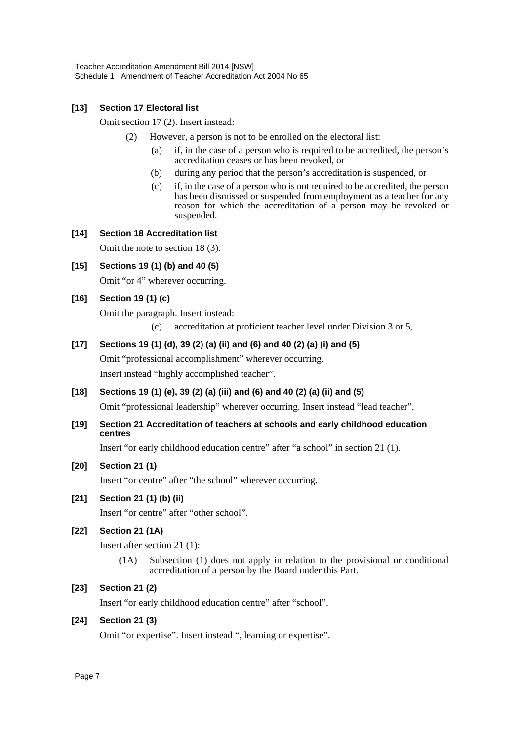**[13] Section 17 Electoral list**

Omit section 17 (2). Insert instead:

> (2) However, a person is not to be enrolled on the electoral list:
>
> > (a) if, in the case of a person who is required to be accredited, the person's accreditation ceases or has been revoked, or
> >
> > (b) during any period that the person's accreditation is suspended, or
> >
> > (c) if, in the case of a person who is not required to be accredited, the person has been dismissed or suspended from employment as a teacher for any reason for which the accreditation of a person may be revoked or suspended.

**[14] Section 18 Accreditation list**

Omit the note to section 18 (3).

**[15] Sections 19 (1) (b) and 40 (5)**

Omit "or 4" wherever occurring.

**[16] Section 19 (1) (c)**

Omit the paragraph. Insert instead:

> (c) accreditation at proficient teacher level under Division 3 or 5,

**[17] Sections 19 (1) (d), 39 (2) (a) (ii) and (6) and 40 (2) (a) (i) and (5)**

Omit "professional accomplishment" wherever occurring.

Insert instead "highly accomplished teacher".

**[18] Sections 19 (1) (e), 39 (2) (a) (iii) and (6) and 40 (2) (a) (ii) and (5)**

Omit "professional leadership" wherever occurring. Insert instead "lead teacher".

**[19] Section 21 Accreditation of teachers at schools and early childhood education centres**

Insert "or early childhood education centre" after "a school" in section 21 (1).

**[20] Section 21 (1)**

Insert "or centre" after "the school" wherever occurring.

**[21] Section 21 (1) (b) (ii)**

Insert "or centre" after "other school".

**[22] Section 21 (1A)**

Insert after section 21 (1):

> (1A) Subsection (1) does not apply in relation to the provisional or conditional accreditation of a person by the Board under this Part.

**[23] Section 21 (2)**

Insert "or early childhood education centre" after "school".

**[24] Section 21 (3)**

Omit "or expertise". Insert instead ", learning or expertise".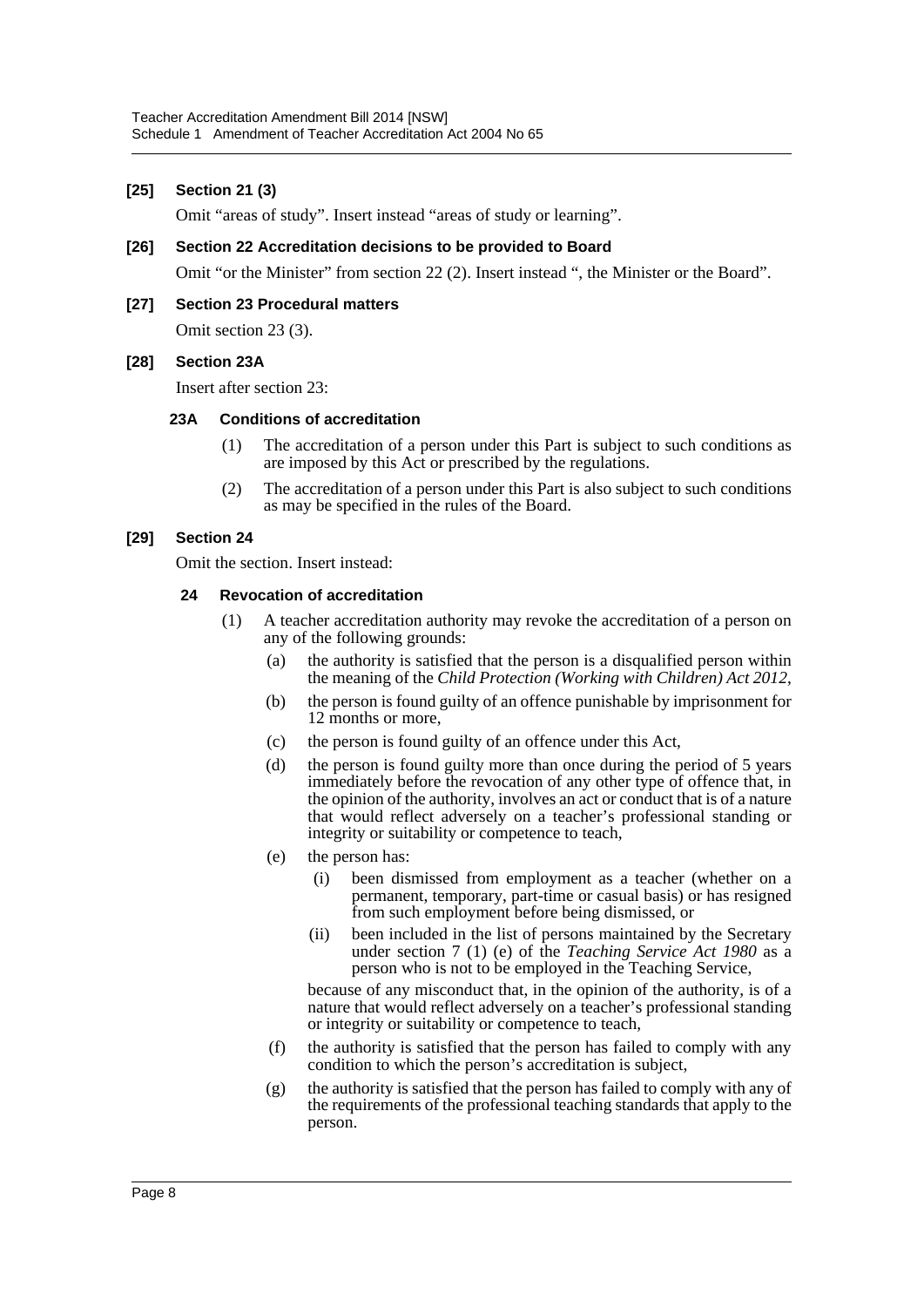**[25] Section 21 (3)**

Omit "areas of study". Insert instead "areas of study or learning".

**[26] Section 22 Accreditation decisions to be provided to Board**

Omit "or the Minister" from section 22 (2). Insert instead ", the Minister or the Board".

**[27] Section 23 Procedural matters**

Omit section 23 (3).

**[28] Section 23A**

Insert after section 23:

**23A Conditions of accreditation**

(1) The accreditation of a person under this Part is subject to such conditions as are imposed by this Act or prescribed by the regulations.

(2) The accreditation of a person under this Part is also subject to such conditions as may be specified in the rules of the Board.

**[29] Section 24**

Omit the section. Insert instead:

**24 Revocation of accreditation**

(1) A teacher accreditation authority may revoke the accreditation of a person on any of the following grounds:

(a) the authority is satisfied that the person is a disqualified person within the meaning of the *Child Protection (Working with Children) Act 2012*,

(b) the person is found guilty of an offence punishable by imprisonment for 12 months or more,

(c) the person is found guilty of an offence under this Act,

(d) the person is found guilty more than once during the period of 5 years immediately before the revocation of any other type of offence that, in the opinion of the authority, involves an act or conduct that is of a nature that would reflect adversely on a teacher's professional standing or integrity or suitability or competence to teach,

(e) the person has:

(i) been dismissed from employment as a teacher (whether on a permanent, temporary, part-time or casual basis) or has resigned from such employment before being dismissed, or

(ii) been included in the list of persons maintained by the Secretary under section 7 (1) (e) of the *Teaching Service Act 1980* as a person who is not to be employed in the Teaching Service,

because of any misconduct that, in the opinion of the authority, is of a nature that would reflect adversely on a teacher's professional standing or integrity or suitability or competence to teach,

(f) the authority is satisfied that the person has failed to comply with any condition to which the person's accreditation is subject,

(g) the authority is satisfied that the person has failed to comply with any of the requirements of the professional teaching standards that apply to the person.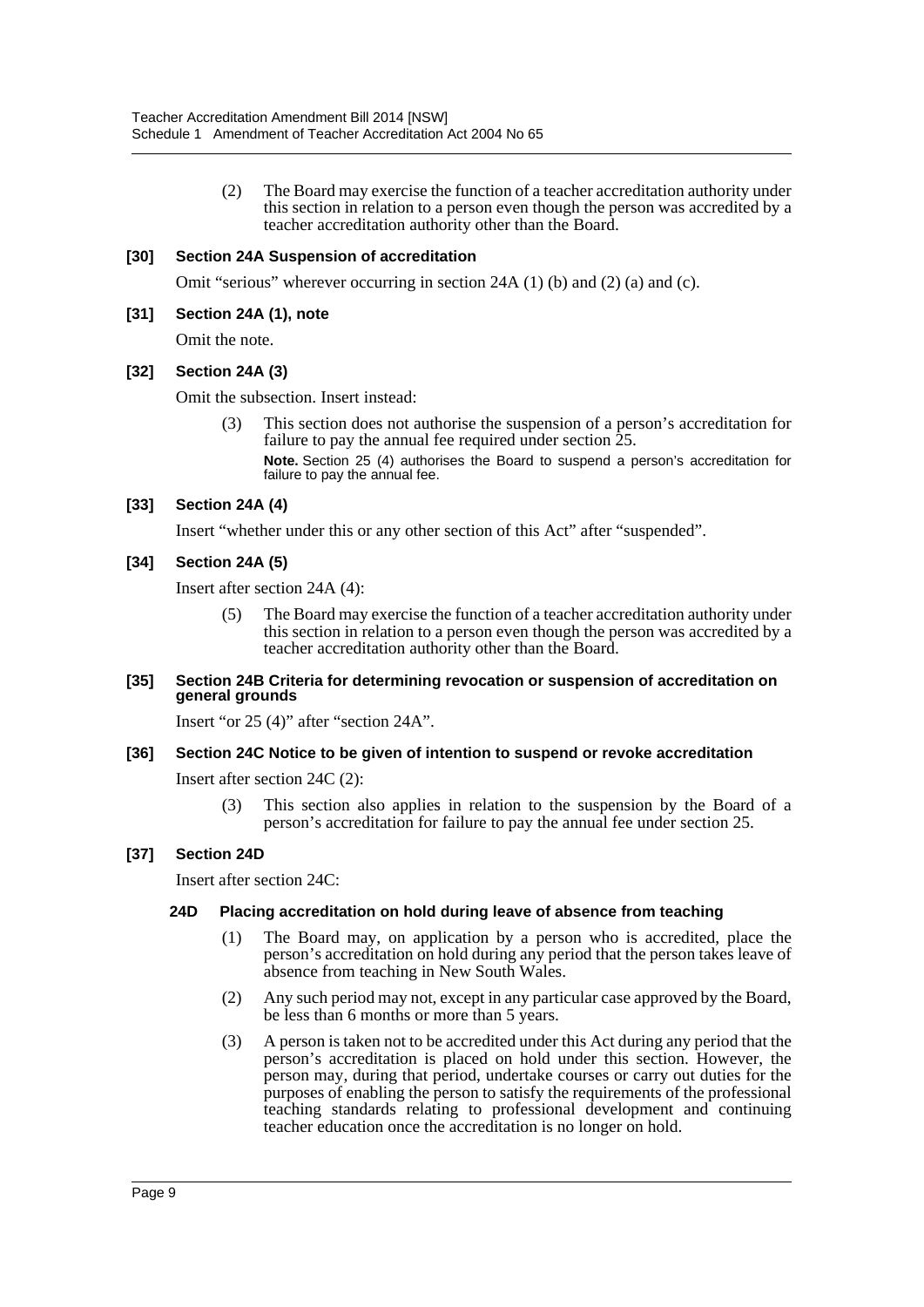(2) The Board may exercise the function of a teacher accreditation authority under this section in relation to a person even though the person was accredited by a teacher accreditation authority other than the Board.

**[30] Section 24A Suspension of accreditation**

Omit "serious" wherever occurring in section 24A (1) (b) and (2) (a) and (c).

**[31] Section 24A (1), note**

Omit the note.

**[32] Section 24A (3)**

Omit the subsection. Insert instead:

(3) This section does not authorise the suspension of a person's accreditation for failure to pay the annual fee required under section 25.

**Note.** Section 25 (4) authorises the Board to suspend a person's accreditation for failure to pay the annual fee.

**[33] Section 24A (4)**

Insert "whether under this or any other section of this Act" after "suspended".

**[34] Section 24A (5)**

Insert after section 24A (4):

(5) The Board may exercise the function of a teacher accreditation authority under this section in relation to a person even though the person was accredited by a teacher accreditation authority other than the Board.

**[35] Section 24B Criteria for determining revocation or suspension of accreditation on general grounds**

Insert "or 25 (4)" after "section 24A".

**[36] Section 24C Notice to be given of intention to suspend or revoke accreditation**

Insert after section 24C (2):

(3) This section also applies in relation to the suspension by the Board of a person's accreditation for failure to pay the annual fee under section 25.

**[37] Section 24D**

Insert after section 24C:

**24D Placing accreditation on hold during leave of absence from teaching**

(1) The Board may, on application by a person who is accredited, place the person's accreditation on hold during any period that the person takes leave of absence from teaching in New South Wales.

(2) Any such period may not, except in any particular case approved by the Board, be less than 6 months or more than 5 years.

(3) A person is taken not to be accredited under this Act during any period that the person's accreditation is placed on hold under this section. However, the person may, during that period, undertake courses or carry out duties for the purposes of enabling the person to satisfy the requirements of the professional teaching standards relating to professional development and continuing teacher education once the accreditation is no longer on hold.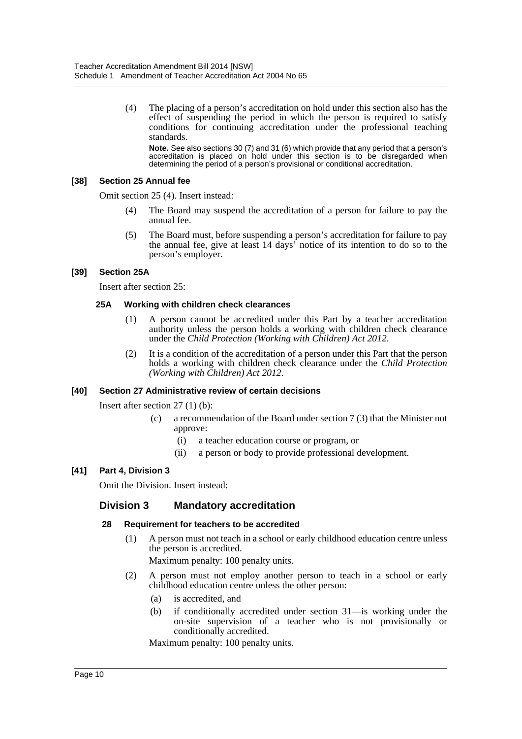(4) The placing of a person's accreditation on hold under this section also has the effect of suspending the period in which the person is required to satisfy conditions for continuing accreditation under the professional teaching standards.

**Note.** See also sections 30 (7) and 31 (6) which provide that any period that a person's accreditation is placed on hold under this section is to be disregarded when determining the period of a person's provisional or conditional accreditation.

### [38] Section 25 Annual fee

Omit section 25 (4). Insert instead:

(4) The Board may suspend the accreditation of a person for failure to pay the annual fee.

(5) The Board must, before suspending a person's accreditation for failure to pay the annual fee, give at least 14 days' notice of its intention to do so to the person's employer.

### [39] Section 25A

Insert after section 25:

#### 25A Working with children check clearances

(1) A person cannot be accredited under this Part by a teacher accreditation authority unless the person holds a working with children check clearance under the *Child Protection (Working with Children) Act 2012*.

(2) It is a condition of the accreditation of a person under this Part that the person holds a working with children check clearance under the *Child Protection (Working with Children) Act 2012*.

### [40] Section 27 Administrative review of certain decisions

Insert after section 27 (1) (b):

(c) a recommendation of the Board under section 7 (3) that the Minister not approve:

(i) a teacher education course or program, or

(ii) a person or body to provide professional development.

### [41] Part 4, Division 3

Omit the Division. Insert instead:

## Division 3 Mandatory accreditation

#### 28 Requirement for teachers to be accredited

(1) A person must not teach in a school or early childhood education centre unless the person is accredited.

Maximum penalty: 100 penalty units.

(2) A person must not employ another person to teach in a school or early childhood education centre unless the other person:

(a) is accredited, and

(b) if conditionally accredited under section 31—is working under the on-site supervision of a teacher who is not provisionally or conditionally accredited.

Maximum penalty: 100 penalty units.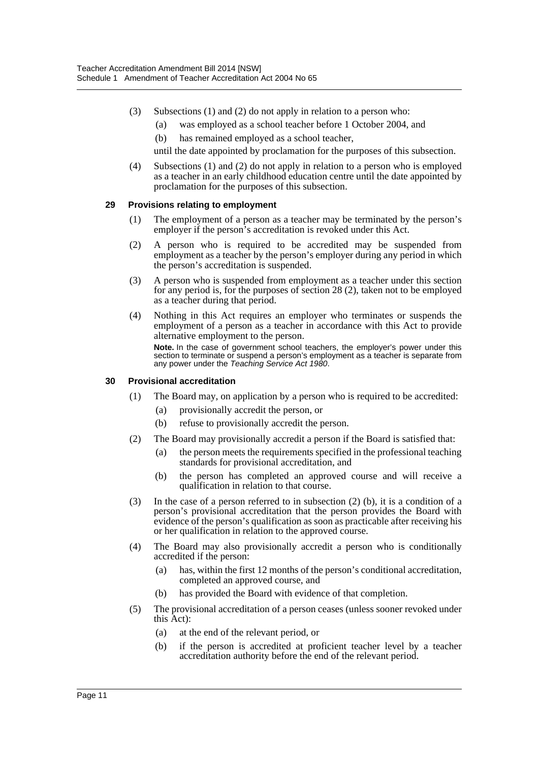(3) Subsections (1) and (2) do not apply in relation to a person who:

(a) was employed as a school teacher before 1 October 2004, and

(b) has remained employed as a school teacher,

until the date appointed by proclamation for the purposes of this subsection.

(4) Subsections (1) and (2) do not apply in relation to a person who is employed as a teacher in an early childhood education centre until the date appointed by proclamation for the purposes of this subsection.

#### 29 Provisions relating to employment

(1) The employment of a person as a teacher may be terminated by the person's employer if the person's accreditation is revoked under this Act.

(2) A person who is required to be accredited may be suspended from employment as a teacher by the person's employer during any period in which the person's accreditation is suspended.

(3) A person who is suspended from employment as a teacher under this section for any period is, for the purposes of section 28 (2), taken not to be employed as a teacher during that period.

(4) Nothing in this Act requires an employer who terminates or suspends the employment of a person as a teacher in accordance with this Act to provide alternative employment to the person.

**Note.** In the case of government school teachers, the employer's power under this section to terminate or suspend a person's employment as a teacher is separate from any power under the *Teaching Service Act 1980*.

#### 30 Provisional accreditation

(1) The Board may, on application by a person who is required to be accredited:

(a) provisionally accredit the person, or

(b) refuse to provisionally accredit the person.

(2) The Board may provisionally accredit a person if the Board is satisfied that:

(a) the person meets the requirements specified in the professional teaching standards for provisional accreditation, and

(b) the person has completed an approved course and will receive a qualification in relation to that course.

(3) In the case of a person referred to in subsection (2) (b), it is a condition of a person's provisional accreditation that the person provides the Board with evidence of the person's qualification as soon as practicable after receiving his or her qualification in relation to the approved course.

(4) The Board may also provisionally accredit a person who is conditionally accredited if the person:

(a) has, within the first 12 months of the person's conditional accreditation, completed an approved course, and

(b) has provided the Board with evidence of that completion.

(5) The provisional accreditation of a person ceases (unless sooner revoked under this Act):

(a) at the end of the relevant period, or

(b) if the person is accredited at proficient teacher level by a teacher accreditation authority before the end of the relevant period.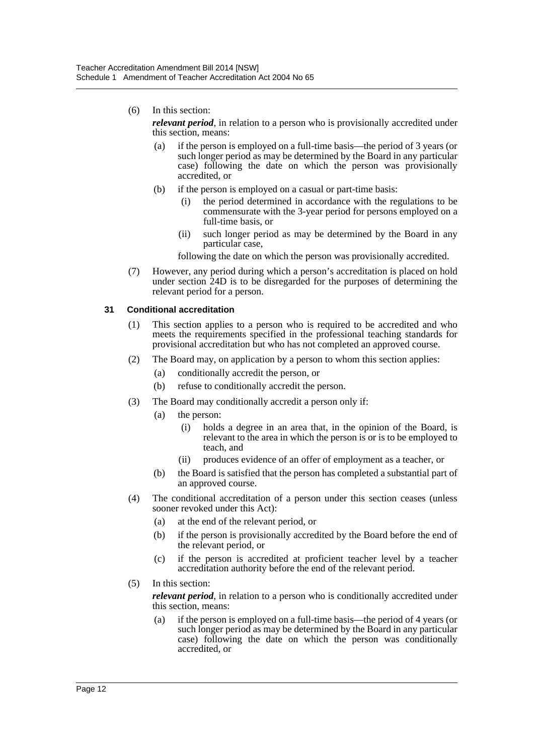(6) In this section:

***relevant period***, in relation to a person who is provisionally accredited under this section, means:

(a) if the person is employed on a full-time basis—the period of 3 years (or such longer period as may be determined by the Board in any particular case) following the date on which the person was provisionally accredited, or

(b) if the person is employed on a casual or part-time basis:

(i) the period determined in accordance with the regulations to be commensurate with the 3-year period for persons employed on a full-time basis, or

(ii) such longer period as may be determined by the Board in any particular case,

following the date on which the person was provisionally accredited.

(7) However, any period during which a person's accreditation is placed on hold under section 24D is to be disregarded for the purposes of determining the relevant period for a person.

**31 Conditional accreditation**

(1) This section applies to a person who is required to be accredited and who meets the requirements specified in the professional teaching standards for provisional accreditation but who has not completed an approved course.

(2) The Board may, on application by a person to whom this section applies:

(a) conditionally accredit the person, or

(b) refuse to conditionally accredit the person.

(3) The Board may conditionally accredit a person only if:

(a) the person:

(i) holds a degree in an area that, in the opinion of the Board, is relevant to the area in which the person is or is to be employed to teach, and

(ii) produces evidence of an offer of employment as a teacher, or

(b) the Board is satisfied that the person has completed a substantial part of an approved course.

(4) The conditional accreditation of a person under this section ceases (unless sooner revoked under this Act):

(a) at the end of the relevant period, or

(b) if the person is provisionally accredited by the Board before the end of the relevant period, or

(c) if the person is accredited at proficient teacher level by a teacher accreditation authority before the end of the relevant period.

(5) In this section:

***relevant period***, in relation to a person who is conditionally accredited under this section, means:

(a) if the person is employed on a full-time basis—the period of 4 years (or such longer period as may be determined by the Board in any particular case) following the date on which the person was conditionally accredited, or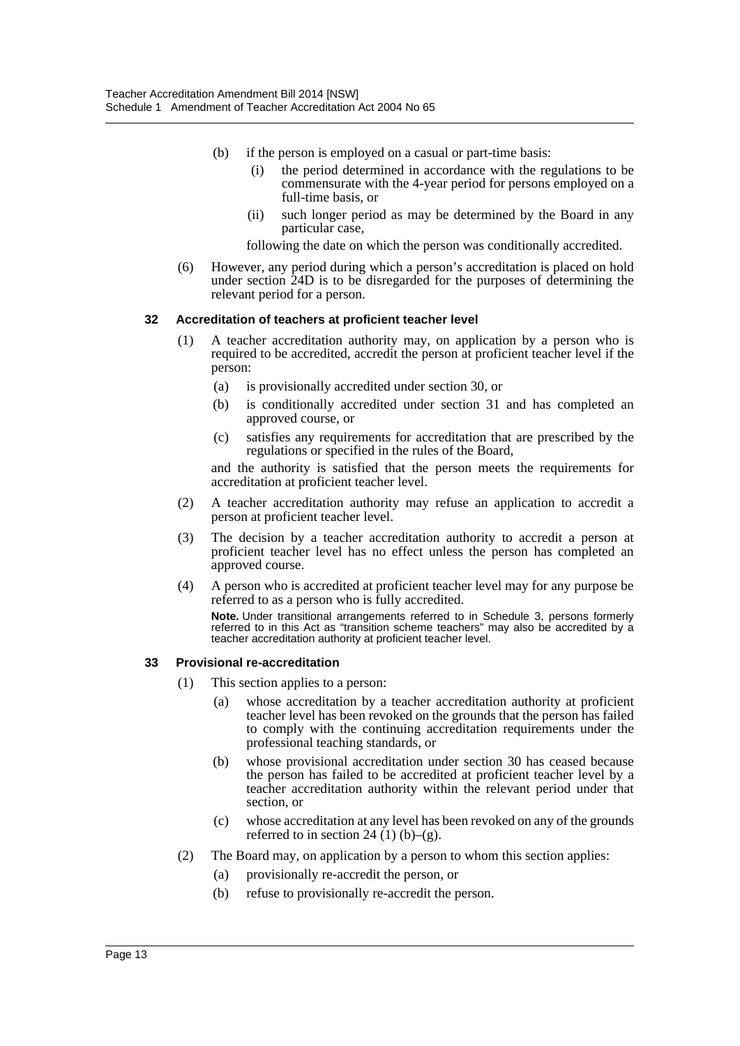(b) if the person is employed on a casual or part-time basis:

  (i) the period determined in accordance with the regulations to be commensurate with the 4-year period for persons employed on a full-time basis, or

  (ii) such longer period as may be determined by the Board in any particular case,

following the date on which the person was conditionally accredited.

(6) However, any period during which a person's accreditation is placed on hold under section 24D is to be disregarded for the purposes of determining the relevant period for a person.

#### 32 Accreditation of teachers at proficient teacher level

(1) A teacher accreditation authority may, on application by a person who is required to be accredited, accredit the person at proficient teacher level if the person:

  (a) is provisionally accredited under section 30, or

  (b) is conditionally accredited under section 31 and has completed an approved course, or

  (c) satisfies any requirements for accreditation that are prescribed by the regulations or specified in the rules of the Board,

and the authority is satisfied that the person meets the requirements for accreditation at proficient teacher level.

(2) A teacher accreditation authority may refuse an application to accredit a person at proficient teacher level.

(3) The decision by a teacher accreditation authority to accredit a person at proficient teacher level has no effect unless the person has completed an approved course.

(4) A person who is accredited at proficient teacher level may for any purpose be referred to as a person who is fully accredited.

**Note.** Under transitional arrangements referred to in Schedule 3, persons formerly referred to in this Act as "transition scheme teachers" may also be accredited by a teacher accreditation authority at proficient teacher level.

#### 33 Provisional re-accreditation

(1) This section applies to a person:

  (a) whose accreditation by a teacher accreditation authority at proficient teacher level has been revoked on the grounds that the person has failed to comply with the continuing accreditation requirements under the professional teaching standards, or

  (b) whose provisional accreditation under section 30 has ceased because the person has failed to be accredited at proficient teacher level by a teacher accreditation authority within the relevant period under that section, or

  (c) whose accreditation at any level has been revoked on any of the grounds referred to in section 24 (1) (b)–(g).

(2) The Board may, on application by a person to whom this section applies:

  (a) provisionally re-accredit the person, or

  (b) refuse to provisionally re-accredit the person.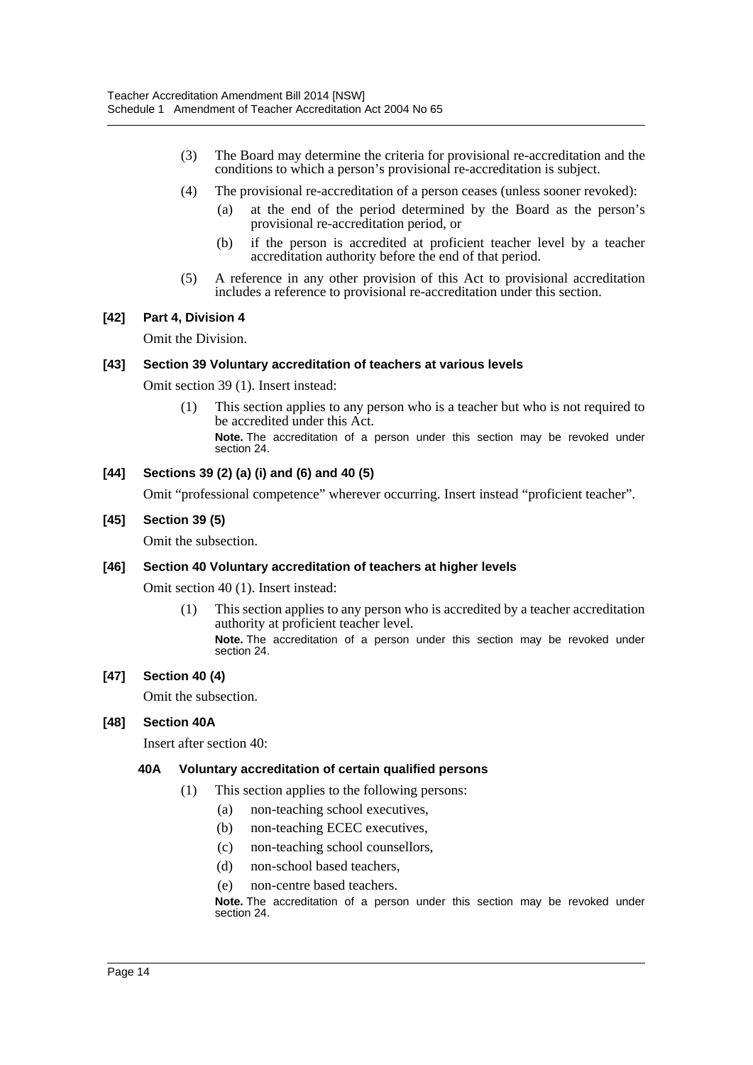(3) The Board may determine the criteria for provisional re-accreditation and the conditions to which a person's provisional re-accreditation is subject.

(4) The provisional re-accreditation of a person ceases (unless sooner revoked):

(a) at the end of the period determined by the Board as the person's provisional re-accreditation period, or

(b) if the person is accredited at proficient teacher level by a teacher accreditation authority before the end of that period.

(5) A reference in any other provision of this Act to provisional accreditation includes a reference to provisional re-accreditation under this section.

#### [42] Part 4, Division 4

Omit the Division.

#### [43] Section 39 Voluntary accreditation of teachers at various levels

Omit section 39 (1). Insert instead:

(1) This section applies to any person who is a teacher but who is not required to be accredited under this Act.

**Note.** The accreditation of a person under this section may be revoked under section 24.

#### [44] Sections 39 (2) (a) (i) and (6) and 40 (5)

Omit "professional competence" wherever occurring. Insert instead "proficient teacher".

#### [45] Section 39 (5)

Omit the subsection.

#### [46] Section 40 Voluntary accreditation of teachers at higher levels

Omit section 40 (1). Insert instead:

(1) This section applies to any person who is accredited by a teacher accreditation authority at proficient teacher level.

**Note.** The accreditation of a person under this section may be revoked under section 24.

#### [47] Section 40 (4)

Omit the subsection.

#### [48] Section 40A

Insert after section 40:

**40A Voluntary accreditation of certain qualified persons**

(1) This section applies to the following persons:

(a) non-teaching school executives,

(b) non-teaching ECEC executives,

(c) non-teaching school counsellors,

(d) non-school based teachers,

(e) non-centre based teachers.

**Note.** The accreditation of a person under this section may be revoked under section 24.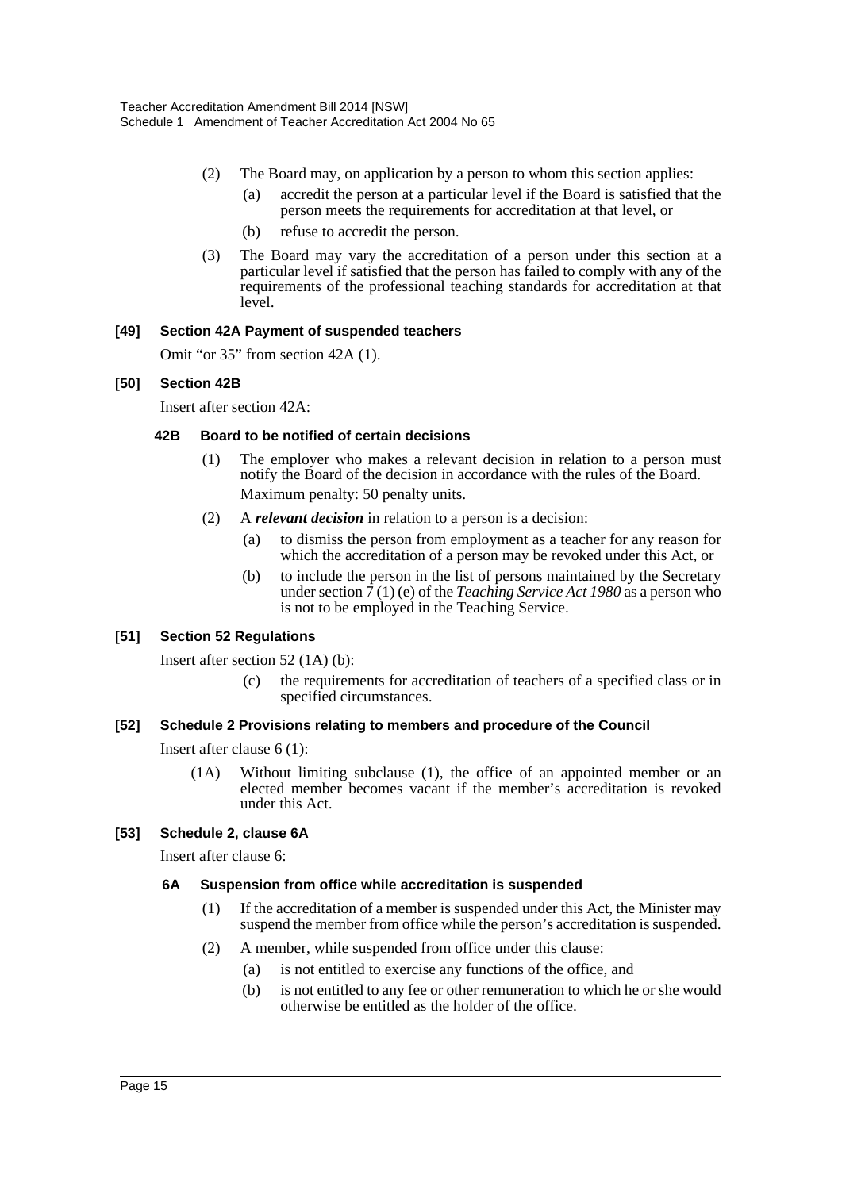(2) The Board may, on application by a person to whom this section applies:

(a) accredit the person at a particular level if the Board is satisfied that the person meets the requirements for accreditation at that level, or

(b) refuse to accredit the person.

(3) The Board may vary the accreditation of a person under this section at a particular level if satisfied that the person has failed to comply with any of the requirements of the professional teaching standards for accreditation at that level.

#### [49] Section 42A Payment of suspended teachers

Omit "or 35" from section 42A (1).

#### [50] Section 42B

Insert after section 42A:

#### 42B Board to be notified of certain decisions

(1) The employer who makes a relevant decision in relation to a person must notify the Board of the decision in accordance with the rules of the Board.

Maximum penalty: 50 penalty units.

(2) A ***relevant decision*** in relation to a person is a decision:

(a) to dismiss the person from employment as a teacher for any reason for which the accreditation of a person may be revoked under this Act, or

(b) to include the person in the list of persons maintained by the Secretary under section 7 (1) (e) of the *Teaching Service Act 1980* as a person who is not to be employed in the Teaching Service.

#### [51] Section 52 Regulations

Insert after section 52 (1A) (b):

(c) the requirements for accreditation of teachers of a specified class or in specified circumstances.

#### [52] Schedule 2 Provisions relating to members and procedure of the Council

Insert after clause 6 (1):

(1A) Without limiting subclause (1), the office of an appointed member or an elected member becomes vacant if the member's accreditation is revoked under this Act.

#### [53] Schedule 2, clause 6A

Insert after clause 6:

#### 6A Suspension from office while accreditation is suspended

(1) If the accreditation of a member is suspended under this Act, the Minister may suspend the member from office while the person's accreditation is suspended.

(2) A member, while suspended from office under this clause:

(a) is not entitled to exercise any functions of the office, and

(b) is not entitled to any fee or other remuneration to which he or she would otherwise be entitled as the holder of the office.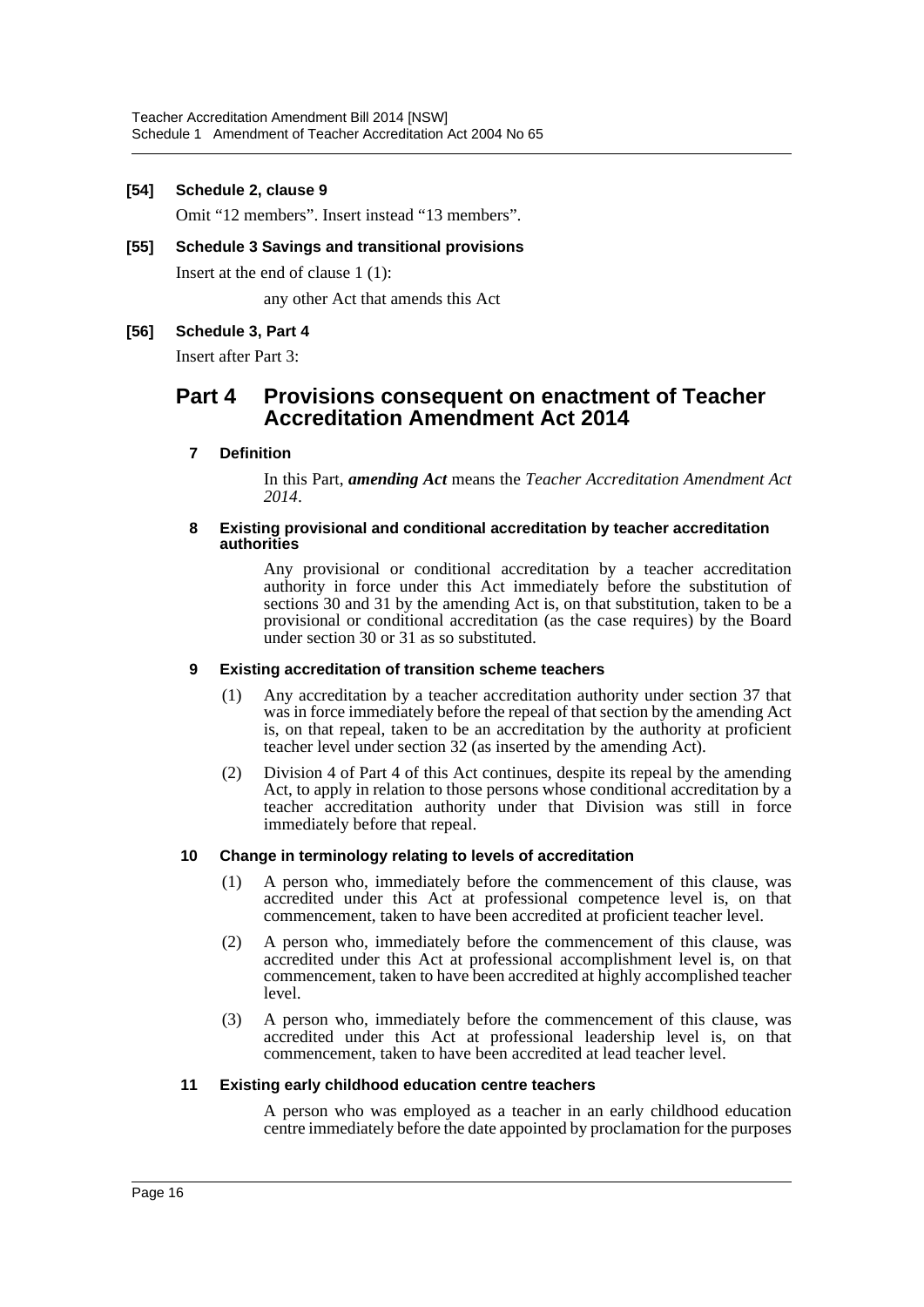**[54] Schedule 2, clause 9**

Omit "12 members". Insert instead "13 members".

**[55] Schedule 3 Savings and transitional provisions**

Insert at the end of clause 1 (1):

any other Act that amends this Act

**[56] Schedule 3, Part 4**

Insert after Part 3:

## Part 4 Provisions consequent on enactment of Teacher Accreditation Amendment Act 2014

### 7 Definition

In this Part, ***amending Act*** means the *Teacher Accreditation Amendment Act 2014*.

### 8 Existing provisional and conditional accreditation by teacher accreditation authorities

Any provisional or conditional accreditation by a teacher accreditation authority in force under this Act immediately before the substitution of sections 30 and 31 by the amending Act is, on that substitution, taken to be a provisional or conditional accreditation (as the case requires) by the Board under section 30 or 31 as so substituted.

### 9 Existing accreditation of transition scheme teachers

(1) Any accreditation by a teacher accreditation authority under section 37 that was in force immediately before the repeal of that section by the amending Act is, on that repeal, taken to be an accreditation by the authority at proficient teacher level under section 32 (as inserted by the amending Act).

(2) Division 4 of Part 4 of this Act continues, despite its repeal by the amending Act, to apply in relation to those persons whose conditional accreditation by a teacher accreditation authority under that Division was still in force immediately before that repeal.

### 10 Change in terminology relating to levels of accreditation

(1) A person who, immediately before the commencement of this clause, was accredited under this Act at professional competence level is, on that commencement, taken to have been accredited at proficient teacher level.

(2) A person who, immediately before the commencement of this clause, was accredited under this Act at professional accomplishment level is, on that commencement, taken to have been accredited at highly accomplished teacher level.

(3) A person who, immediately before the commencement of this clause, was accredited under this Act at professional leadership level is, on that commencement, taken to have been accredited at lead teacher level.

### 11 Existing early childhood education centre teachers

A person who was employed as a teacher in an early childhood education centre immediately before the date appointed by proclamation for the purposes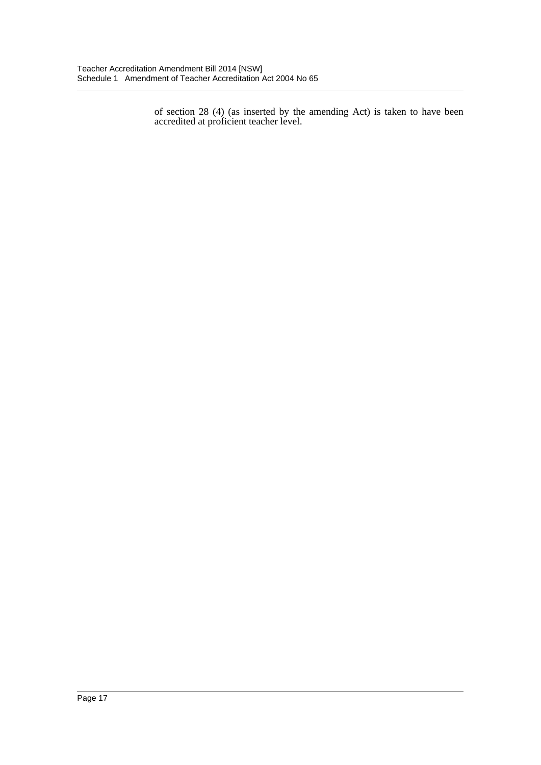of section 28 (4) (as inserted by the amending Act) is taken to have been accredited at proficient teacher level.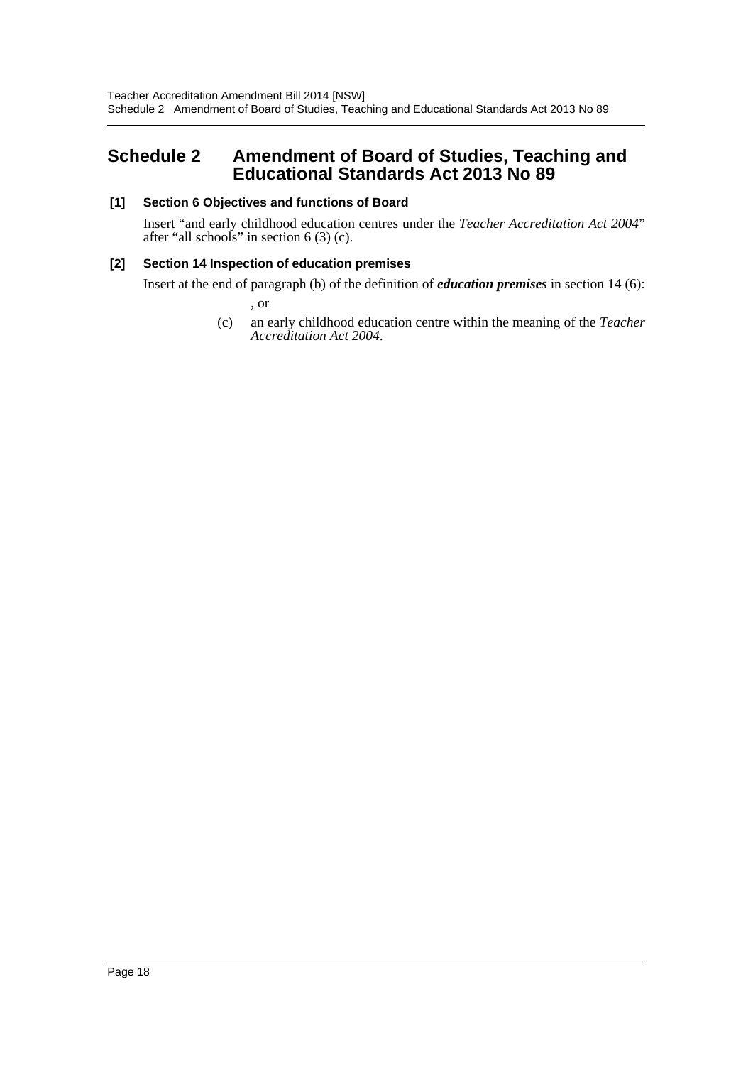# Schedule 2 Amendment of Board of Studies, Teaching and Educational Standards Act 2013 No 89

### [1] Section 6 Objectives and functions of Board

Insert "and early childhood education centres under the *Teacher Accreditation Act 2004*" after "all schools" in section 6 (3) (c).

### [2] Section 14 Inspection of education premises

Insert at the end of paragraph (b) of the definition of ***education premises*** in section 14 (6):

, or

(c) an early childhood education centre within the meaning of the *Teacher Accreditation Act 2004*.